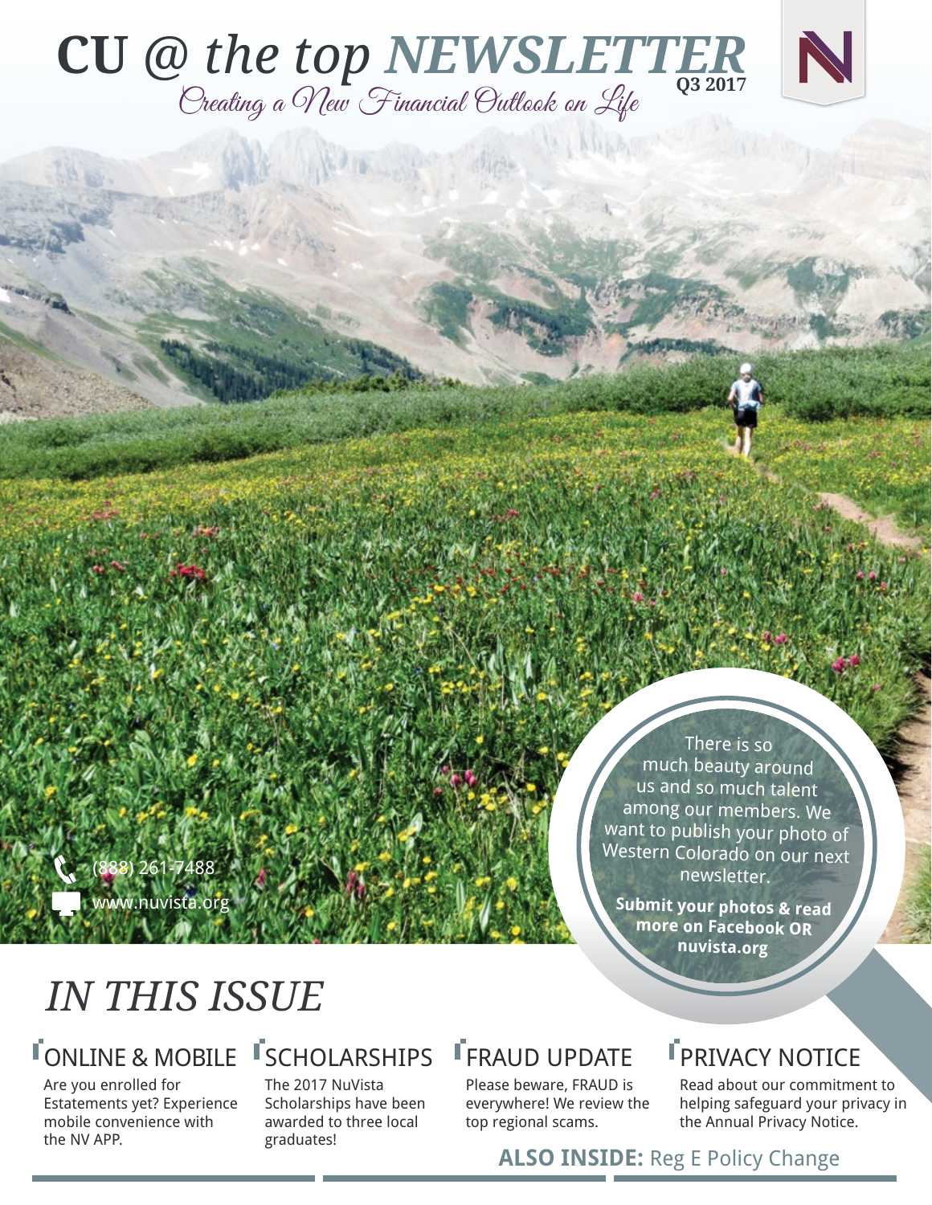# CU @ the top NEWSLETTER

Q3 2017

*Creating a New Financial Outlook on Life*

(888) 261-7488

www.nuvista.org

There is so much beauty around us and so much talent among our members. We want to publish your photo of Western Colorado on our next newsletter.

**Submit your photos & read more on Facebook OR nuvista.org**

## *IN THIS ISSUE*

### ONLINE & MOBILE

Are you enrolled for Estatements yet? Experience mobile convenience with the NV APP.

### SCHOLARSHIPS

The 2017 NuVista Scholarships have been awarded to three local graduates!

### FRAUD UPDATE

Please beware, FRAUD is everywhere! We review the top regional scams.

### PRIVACY NOTICE

Read about our commitment to helping safeguard your privacy in the Annual Privacy Notice.

**ALSO INSIDE:** Reg E Policy Change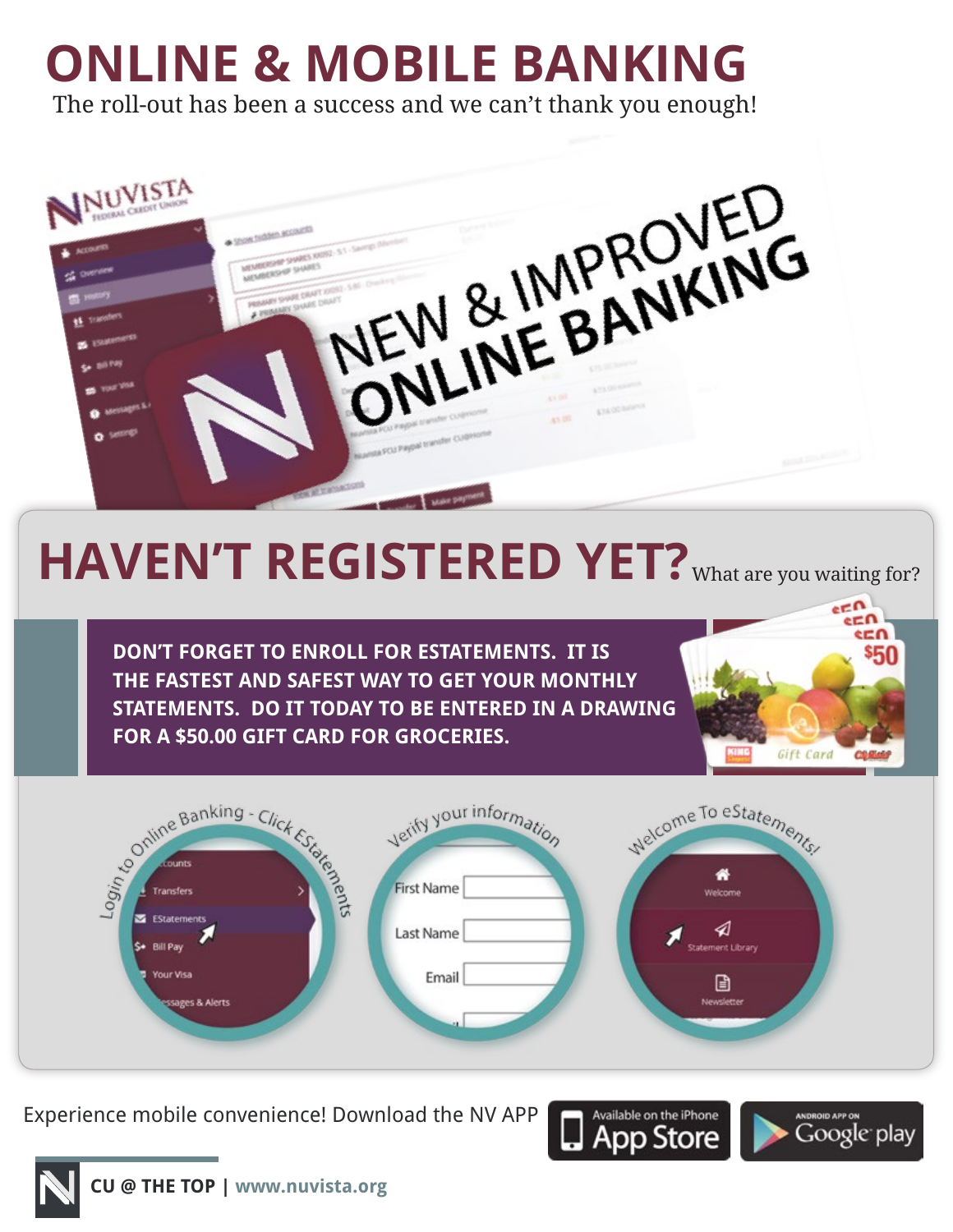# ONLINE & MOBILE BANKING

The roll-out has been a success and we can't thank you enough!

NEW & IMPROVED ONLINE BANKING

## HAVEN'T REGISTERED YET? What are you waiting for?

**DON'T FORGET TO ENROLL FOR ESTATEMENTS. IT IS THE FASTEST AND SAFEST WAY TO GET YOUR MONTHLY STATEMENTS. DO IT TODAY TO BE ENTERED IN A DRAWING FOR A $50.00 GIFT CARD FOR GROCERIES.**

Login to Online Banking - Click EStatements

Verify your information

Welcome To eStatements!

Experience mobile convenience! Download the NV APP

Available on the iPhone App Store | Android App on Google play

**CU @ THE TOP** | **www.nuvista.org**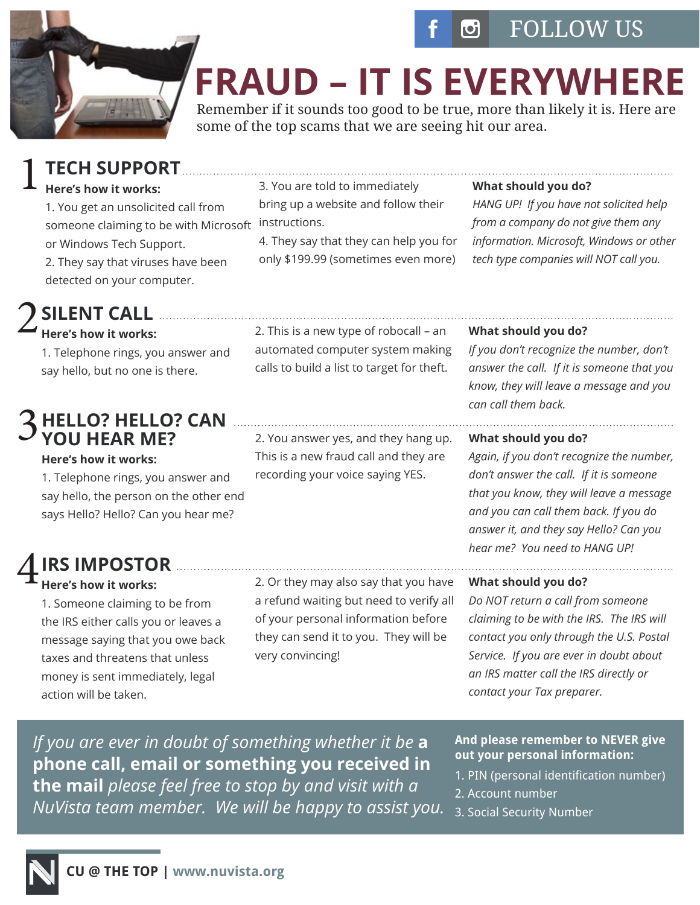FOLLOW US

# FRAUD – IT IS EVERYWHERE

Remember if it sounds too good to be true, more than likely it is. Here are some of the top scams that we are seeing hit our area.

## 1 TECH SUPPORT

**Here's how it works:**

1. You get an unsolicited call from someone claiming to be with Microsoft or Windows Tech Support.
2. They say that viruses have been detected on your computer.
3. You are told to immediately bring up a website and follow their instructions.
4. They say that they can help you for only $199.99 (sometimes even more)

**What should you do?**

*HANG UP! If you have not solicited help from a company do not give them any information. Microsoft, Windows or other tech type companies will NOT call you.*

## 2 SILENT CALL

**Here's how it works:**

1. Telephone rings, you answer and say hello, but no one is there.
2. This is a new type of robocall – an automated computer system making calls to build a list to target for theft.

**What should you do?**

*If you don't recognize the number, don't answer the call. If it is someone that you know, they will leave a message and you can call them back.*

## 3 HELLO? HELLO? CAN YOU HEAR ME?

**Here's how it works:**

1. Telephone rings, you answer and say hello, the person on the other end says Hello? Hello? Can you hear me?
2. You answer yes, and they hang up. This is a new fraud call and they are recording your voice saying YES.

**What should you do?**

*Again, if you don't recognize the number, don't answer the call. If it is someone that you know, they will leave a message and you can call them back. If you do answer it, and they say Hello? Can you hear me? You need to HANG UP!*

## 4 IRS IMPOSTOR

**Here's how it works:**

1. Someone claiming to be from the IRS either calls you or leaves a message saying that you owe back taxes and threatens that unless money is sent immediately, legal action will be taken.
2. Or they may also say that you have a refund waiting but need to verify all of your personal information before they can send it to you. They will be very convincing!

**What should you do?**

*Do NOT return a call from someone claiming to be with the IRS. The IRS will contact you only through the U.S. Postal Service. If you are ever in doubt about an IRS matter call the IRS directly or contact your Tax preparer.*

*If you are ever in doubt of something whether it be* **a phone call, email or something you received in the mail** *please feel free to stop by and visit with a NuVista team member. We will be happy to assist you.*

**And please remember to NEVER give out your personal information:**

1. PIN (personal identification number)
2. Account number
3. Social Security Number

**CU @ THE TOP | www.nuvista.org**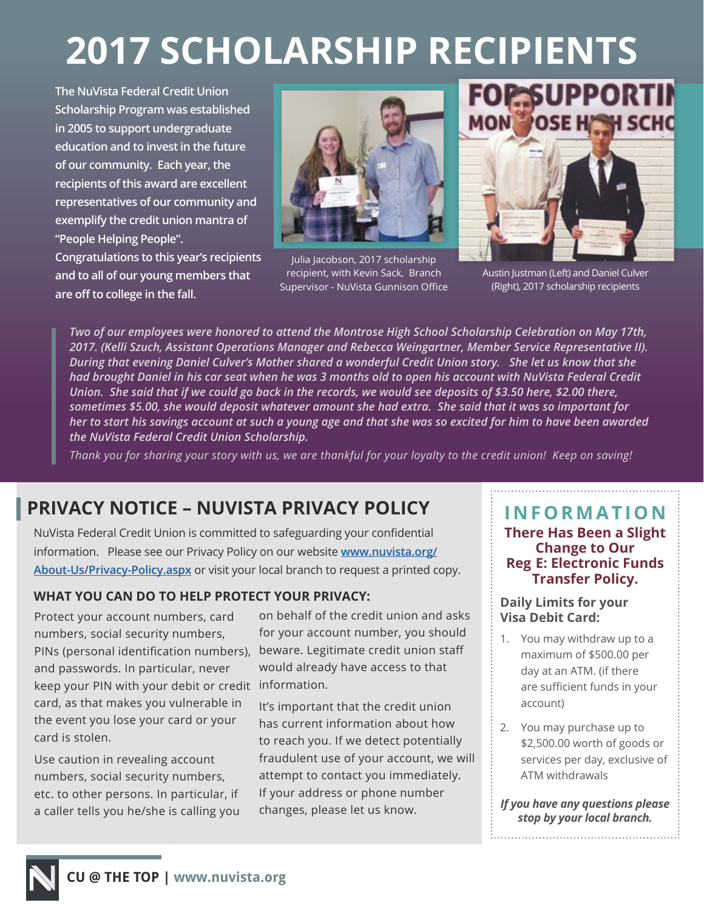# 2017 SCHOLARSHIP RECIPIENTS

**The NuVista Federal Credit Union Scholarship Program was established in 2005 to support undergraduate education and to invest in the future of our community. Each year, the recipients of this award are excellent representatives of our community and exemplify the credit union mantra of "People Helping People". Congratulations to this year's recipients and to all of our young members that are off to college in the fall.**

Julia Jacobson, 2017 scholarship recipient, with Kevin Sack, Branch Supervisor - NuVista Gunnison Office

Austin Justman (Left) and Daniel Culver (Right), 2017 scholarship recipients

> ***Two of our employees were honored to attend the Montrose High School Scholarship Celebration on May 17th, 2017. (Kelli Szuch, Assistant Operations Manager and Rebecca Weingartner, Member Service Representative II). During that evening Daniel Culver's Mother shared a wonderful Credit Union story. She let us know that she had brought Daniel in his car seat when he was 3 months old to open his account with NuVista Federal Credit Union. She said that if we could go back in the records, we would see deposits of $3.50 here, $2.00 there, sometimes $5.00, she would deposit whatever amount she had extra. She said that it was so important for her to start his savings account at such a young age and that she was so excited for him to have been awarded the NuVista Federal Credit Union Scholarship.***
>
> *Thank you for sharing your story with us, we are thankful for your loyalty to the credit union! Keep on saving!*

## PRIVACY NOTICE – NUVISTA PRIVACY POLICY

NuVista Federal Credit Union is committed to safeguarding your confidential information. Please see our Privacy Policy on our website [www.nuvista.org/About-Us/Privacy-Policy.aspx](www.nuvista.org/About-Us/Privacy-Policy.aspx) or visit your local branch to request a printed copy.

### WHAT YOU CAN DO TO HELP PROTECT YOUR PRIVACY:

Protect your account numbers, card numbers, social security numbers, PINs (personal identification numbers), and passwords. In particular, never keep your PIN with your debit or credit card, as that makes you vulnerable in the event you lose your card or your card is stolen.

Use caution in revealing account numbers, social security numbers, etc. to other persons. In particular, if a caller tells you he/she is calling you on behalf of the credit union and asks for your account number, you should beware. Legitimate credit union staff would already have access to that information.

It's important that the credit union has current information about how to reach you. If we detect potentially fraudulent use of your account, we will attempt to contact you immediately. If your address or phone number changes, please let us know.

## INFORMATION

**There Has Been a Slight Change to Our Reg E: Electronic Funds Transfer Policy.**

**Daily Limits for your Visa Debit Card:**

1. You may withdraw up to a maximum of $500.00 per day at an ATM. (if there are sufficient funds in your account)
2. You may purchase up to $2,500.00 worth of goods or services per day, exclusive of ATM withdrawals

***If you have any questions please stop by your local branch.***

**CU @ THE TOP** | **www.nuvista.org**